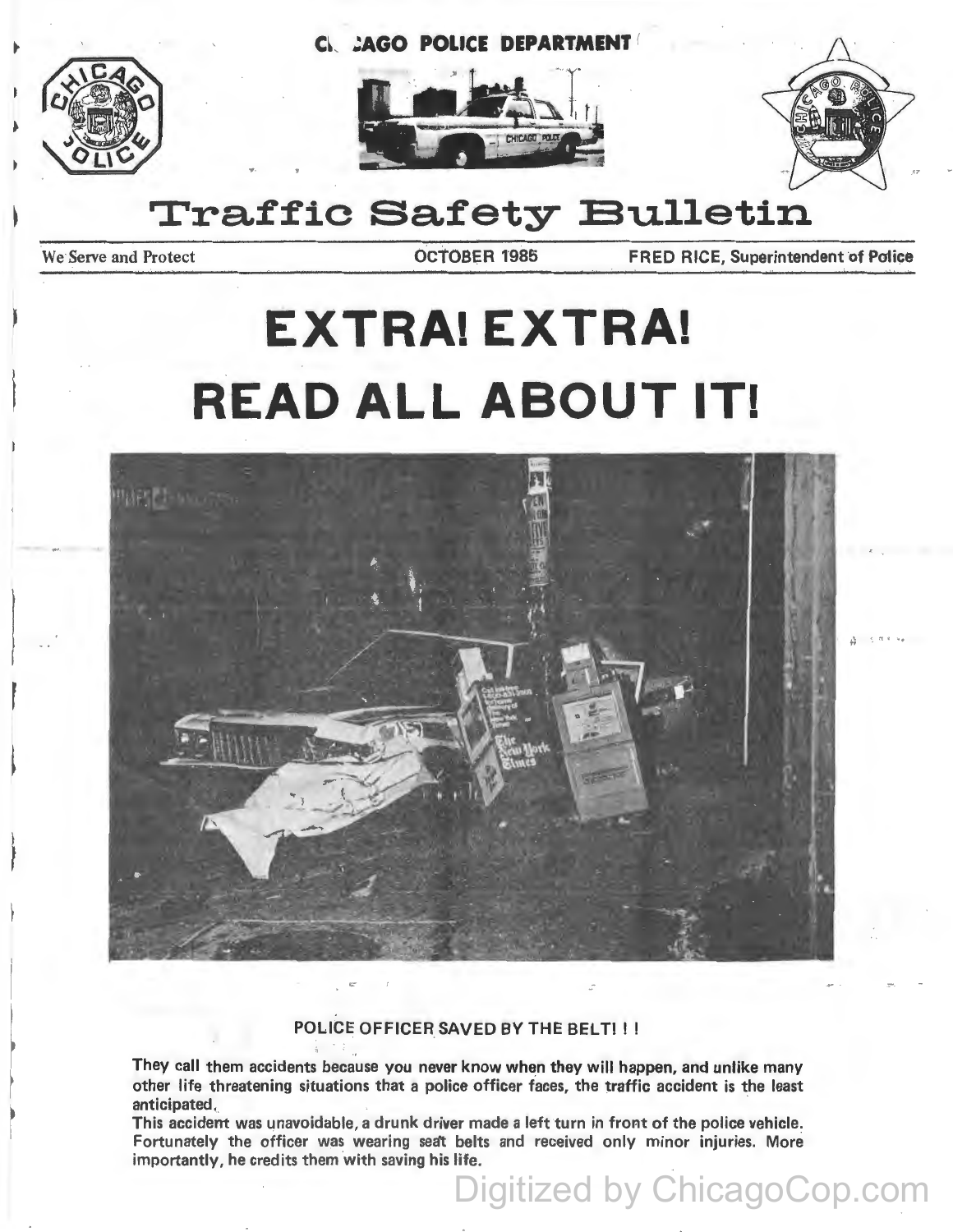CHICAGO POLICE DEPARTMENT

# Traffic Safety Bulletin

We Serve and Protect | OCTOBER 1985 | FRED RICE, Superintendent of Police

# EXTRA! EXTRA! READ ALL ABOUT IT!

**POLICE OFFICER SAVED BY THE BELT! ! !**

**They call them accidents because you never know when they will happen, and unlike many other life threatening situations that a police officer faces, the traffic accident is the least anticipated.**

**This accident was unavoidable, a drunk driver made a left turn in front of the police vehicle. Fortunately the officer was wearing seat belts and received only minor injuries. More importantly, he credits them with saving his life.**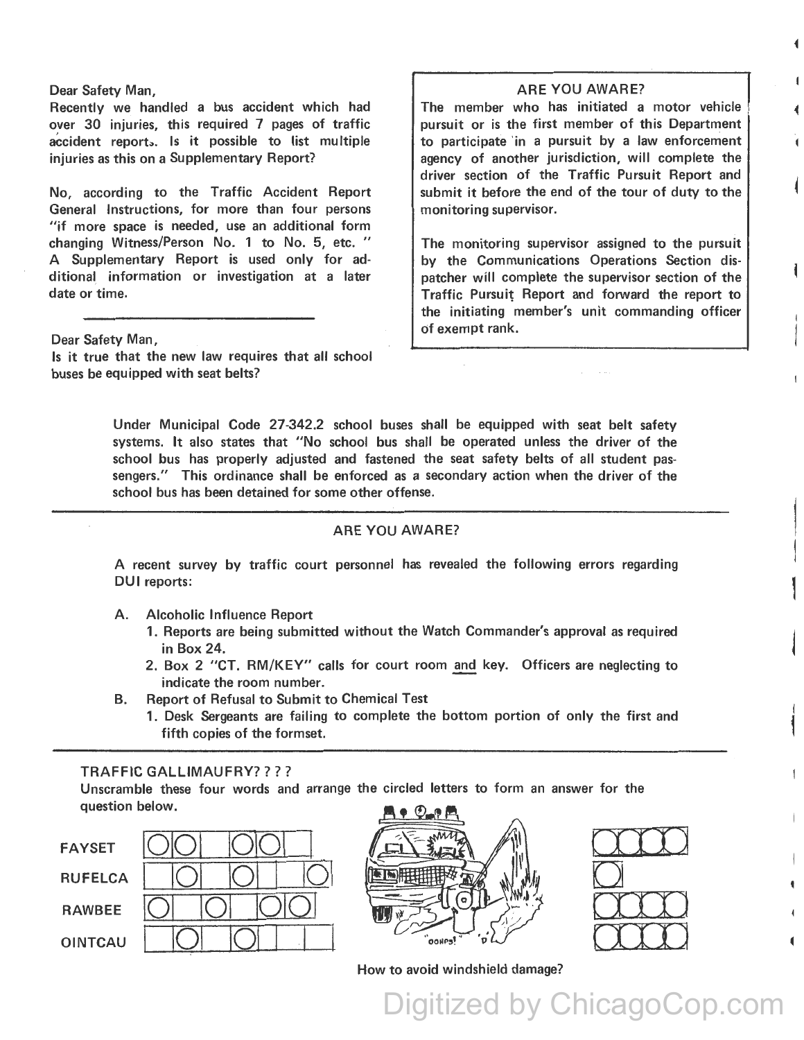Dear Safety Man,
Recently we handled a bus accident which had over 30 injuries, this required 7 pages of traffic accident reports. Is it possible to list multiple injuries as this on a Supplementary Report?

No, according to the Traffic Accident Report General Instructions, for more than four persons "if more space is needed, use an additional form changing Witness/Person No. 1 to No. 5, etc." A Supplementary Report is used only for additional information or investigation at a later date or time.

---

Dear Safety Man,
Is it true that the new law requires that all school buses be equipped with seat belts?

Under Municipal Code 27-342.2 school buses shall be equipped with seat belt safety systems. It also states that "No school bus shall be operated unless the driver of the school bus has properly adjusted and fastened the seat safety belts of all student passengers." This ordinance shall be enforced as a secondary action when the driver of the school bus has been detained for some other offense.

## ARE YOU AWARE?

The member who has initiated a motor vehicle pursuit or is the first member of this Department to participate in a pursuit by a law enforcement agency of another jurisdiction, will complete the driver section of the Traffic Pursuit Report and submit it before the end of the tour of duty to the monitoring supervisor.

The monitoring supervisor assigned to the pursuit by the Communications Operations Section dispatcher will complete the supervisor section of the Traffic Pursuit Report and forward the report to the initiating member's unit commanding officer of exempt rank.

---

## ARE YOU AWARE?

A recent survey by traffic court personnel has revealed the following errors regarding DUI reports:

A. Alcoholic Influence Report
   1. Reports are being submitted without the Watch Commander's approval as required in Box 24.
   2. Box 2 "CT. RM/KEY" calls for court room and key. Officers are neglecting to indicate the room number.

B. Report of Refusal to Submit to Chemical Test
   1. Desk Sergeants are failing to complete the bottom portion of only the first and fifth copies of the formset.

---

## TRAFFIC GALLIMAUFRY? ? ? ?

Unscramble these four words and arrange the circled letters to form an answer for the question below.

FAYSET

RUFELCA

RAWBEE

OINTCAU

"OOHPS!" "D"

How to avoid windshield damage?